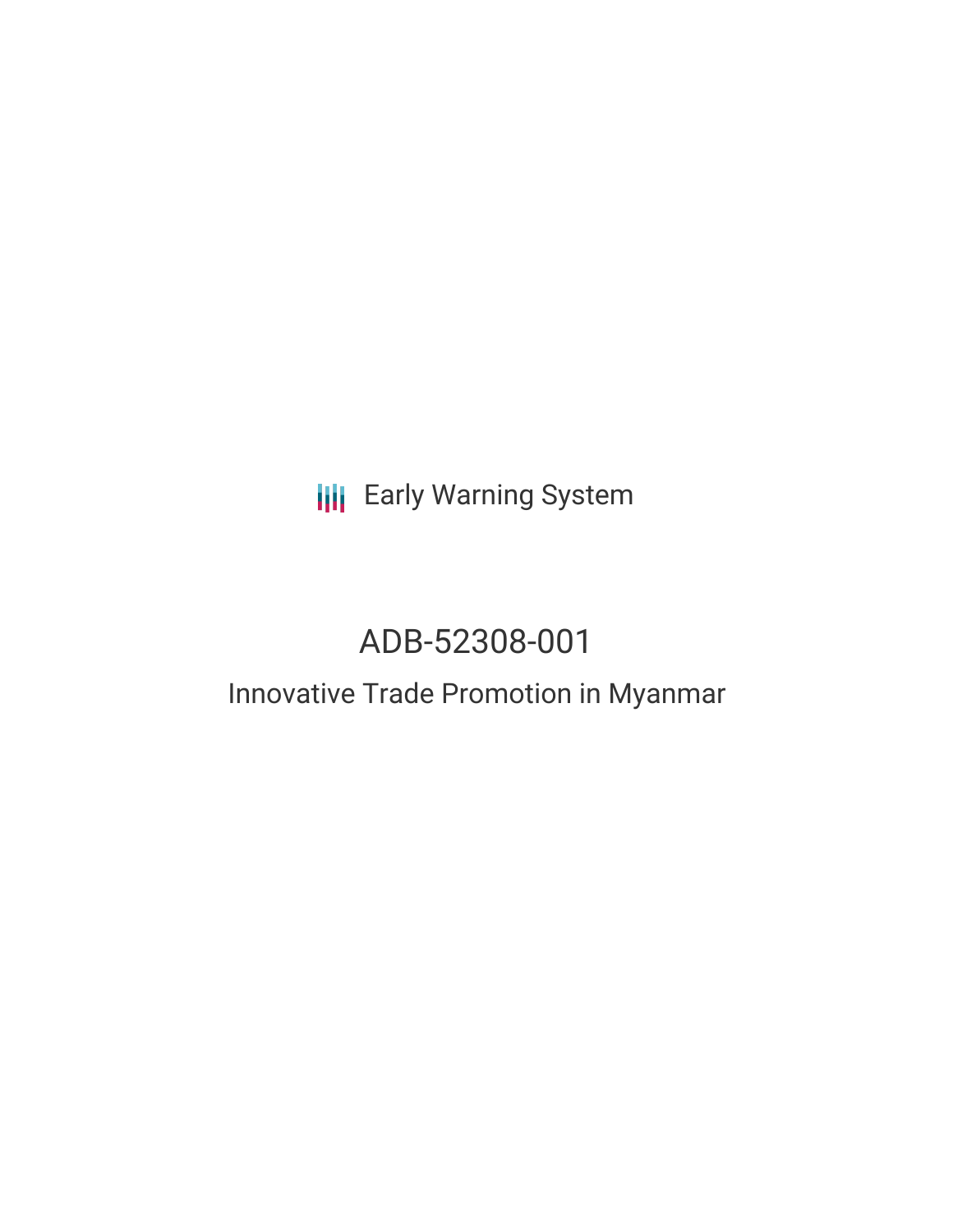Early Warning System

# ADB-52308-001

## Innovative Trade Promotion in Myanmar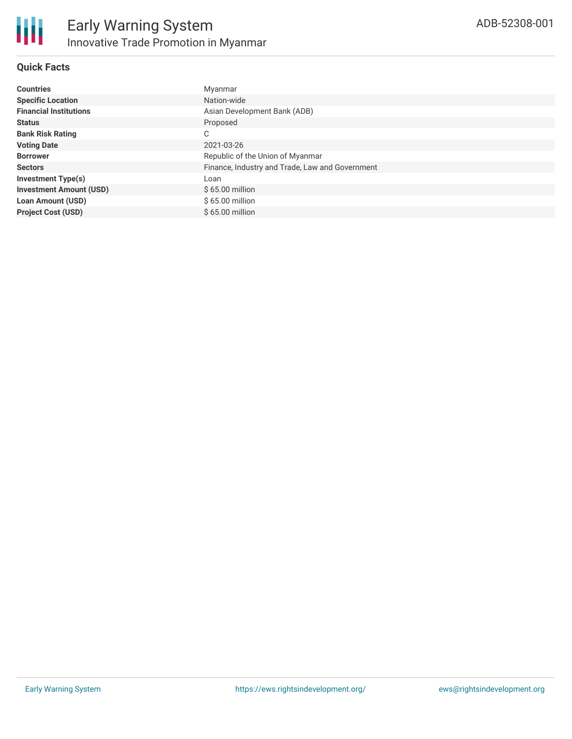## Quick Facts

| | |
|---|---|
| **Countries** | Myanmar |
| **Specific Location** | Nation-wide |
| **Financial Institutions** | Asian Development Bank (ADB) |
| **Status** | Proposed |
| **Bank Risk Rating** | C |
| **Voting Date** | 2021-03-26 |
| **Borrower** | Republic of the Union of Myanmar |
| **Sectors** | Finance, Industry and Trade, Law and Government |
| **Investment Type(s)** | Loan |
| **Investment Amount (USD)** | $ 65.00 million |
| **Loan Amount (USD)** | $ 65.00 million |
| **Project Cost (USD)** | $ 65.00 million |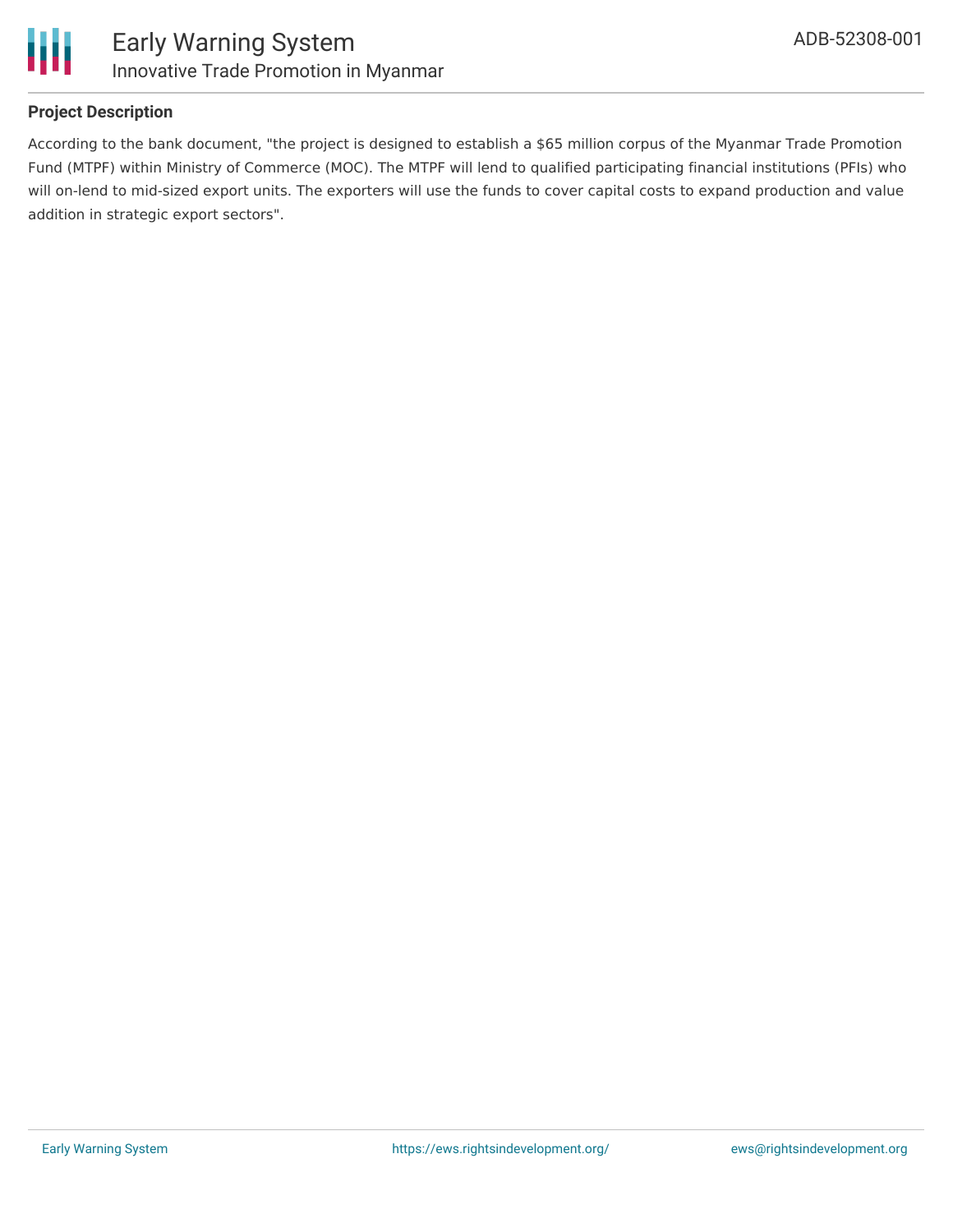### Project Description

According to the bank document, "the project is designed to establish a $65 million corpus of the Myanmar Trade Promotion Fund (MTPF) within Ministry of Commerce (MOC). The MTPF will lend to qualified participating financial institutions (PFIs) who will on-lend to mid-sized export units. The exporters will use the funds to cover capital costs to expand production and value addition in strategic export sectors".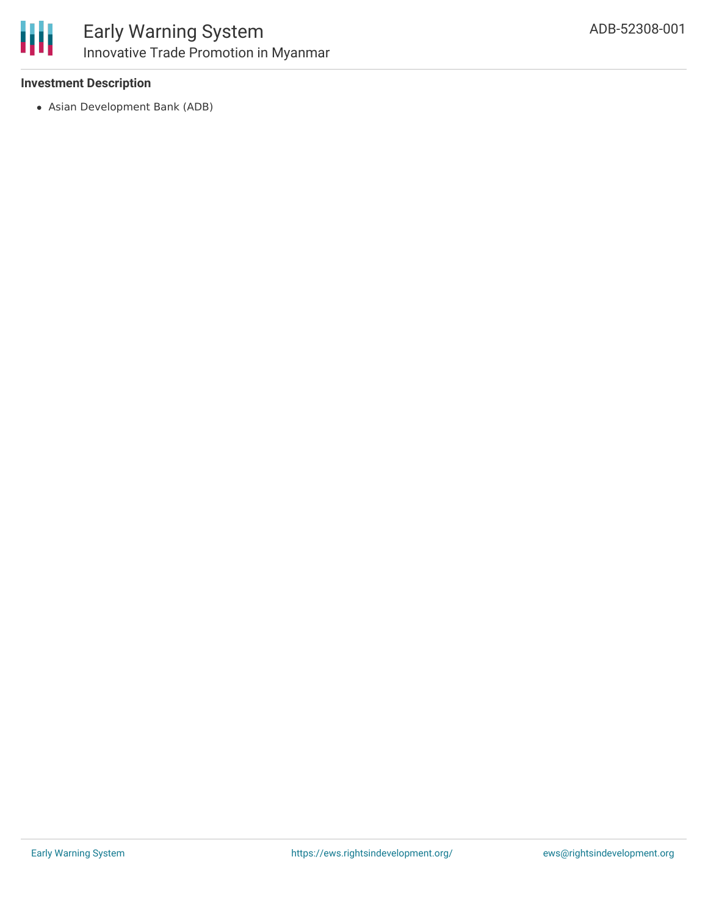### Investment Description

- Asian Development Bank (ADB)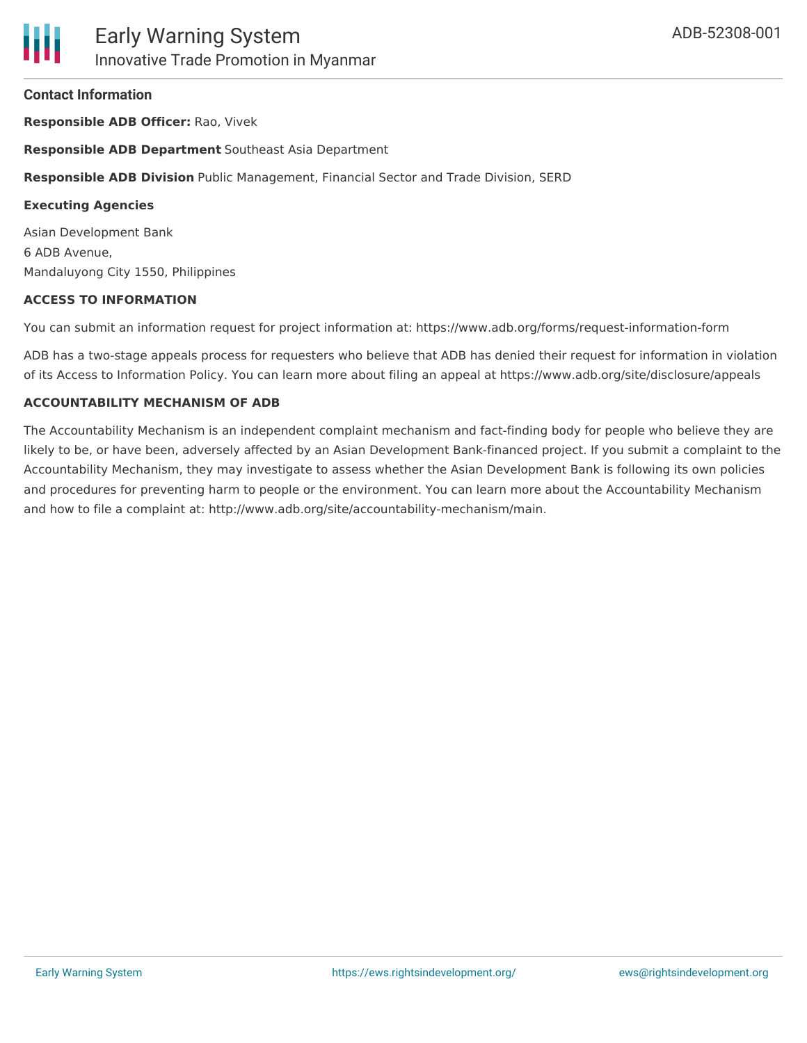### Contact Information

**Responsible ADB Officer:** Rao, Vivek

**Responsible ADB Department** Southeast Asia Department

**Responsible ADB Division** Public Management, Financial Sector and Trade Division, SERD

**Executing Agencies**

Asian Development Bank
6 ADB Avenue,
Mandaluyong City 1550, Philippines

**ACCESS TO INFORMATION**

You can submit an information request for project information at: https://www.adb.org/forms/request-information-form

ADB has a two-stage appeals process for requesters who believe that ADB has denied their request for information in violation of its Access to Information Policy. You can learn more about filing an appeal at https://www.adb.org/site/disclosure/appeals

**ACCOUNTABILITY MECHANISM OF ADB**

The Accountability Mechanism is an independent complaint mechanism and fact-finding body for people who believe they are likely to be, or have been, adversely affected by an Asian Development Bank-financed project. If you submit a complaint to the Accountability Mechanism, they may investigate to assess whether the Asian Development Bank is following its own policies and procedures for preventing harm to people or the environment. You can learn more about the Accountability Mechanism and how to file a complaint at: http://www.adb.org/site/accountability-mechanism/main.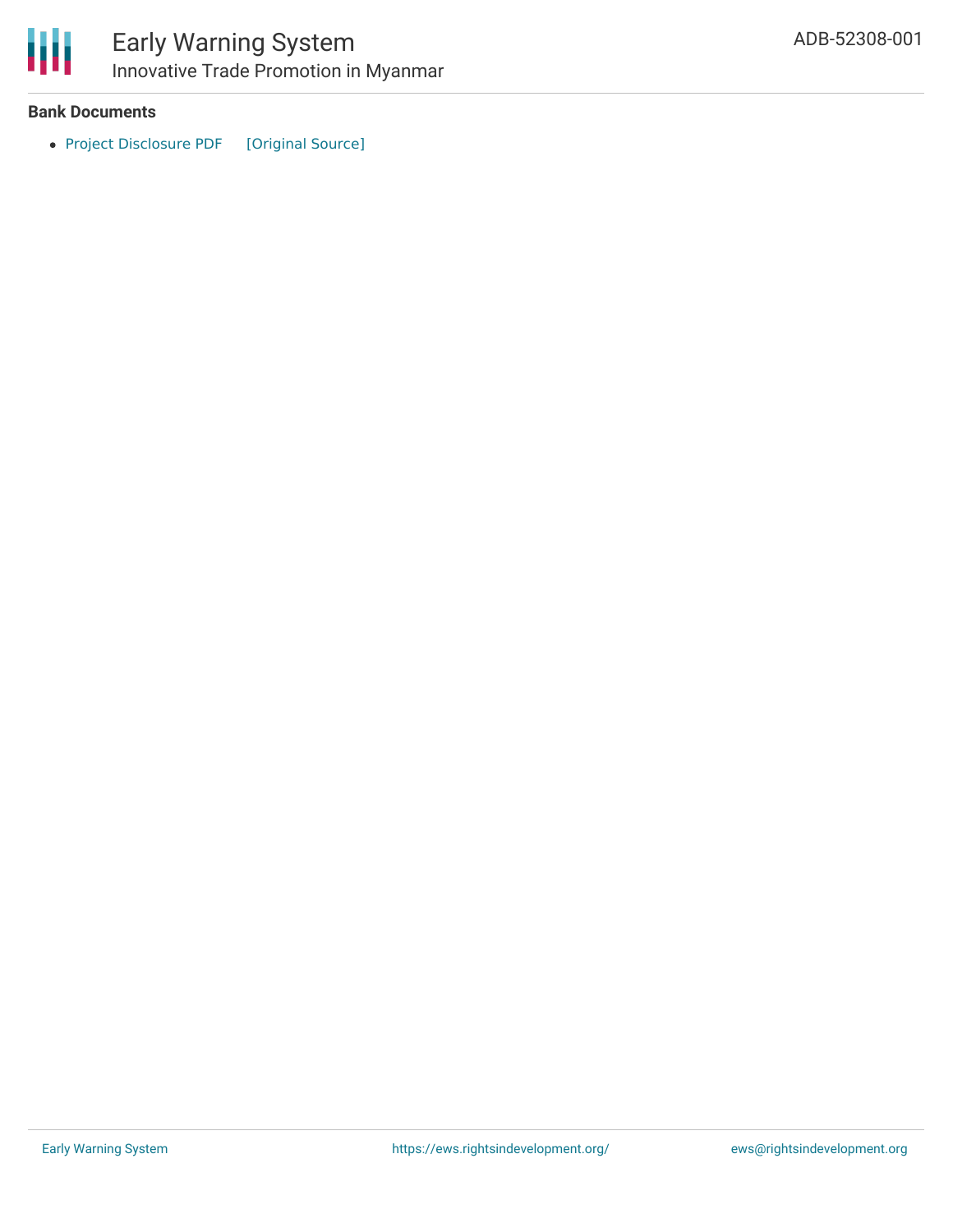**Bank Documents**

- Project Disclosure PDF [Original Source]